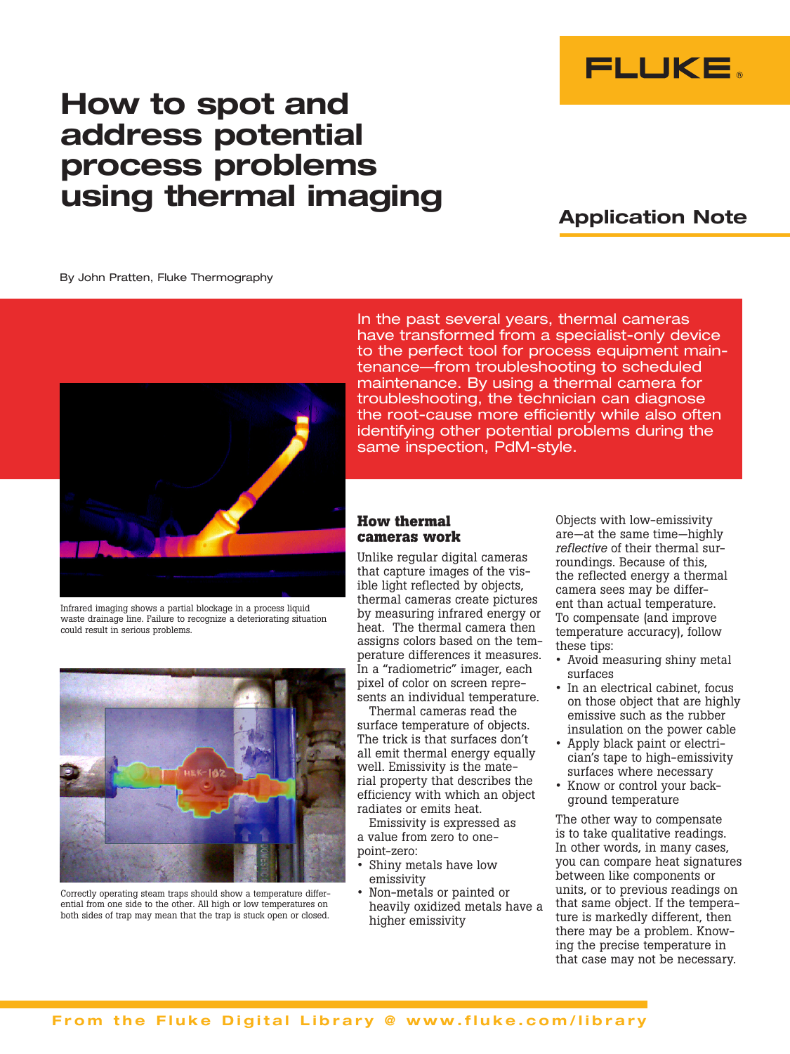# How to spot and address potential process problems using thermal imaging

## Application Note

By John Pratten, Fluke Thermography

In the past several years, thermal cameras have transformed from a specialist-only device to the perfect tool for process equipment maintenance—from troubleshooting to scheduled maintenance. By using a thermal camera for troubleshooting, the technician can diagnose the root-cause more efficiently while also often identifying other potential problems during the same inspection, PdM-style.

Infrared imaging shows a partial blockage in a process liquid waste drainage line. Failure to recognize a deteriorating situation could result in serious problems.

Correctly operating steam traps should show a temperature differential from one side to the other. All high or low temperatures on both sides of trap may mean that the trap is stuck open or closed.

### How thermal cameras work

Unlike regular digital cameras that capture images of the visible light reflected by objects, thermal cameras create pictures by measuring infrared energy or heat. The thermal camera then assigns colors based on the temperature differences it measures. In a "radiometric" imager, each pixel of color on screen represents an individual temperature.

Thermal cameras read the surface temperature of objects. The trick is that surfaces don't all emit thermal energy equally well. Emissivity is the material property that describes the efficiency with which an object radiates or emits heat.

Emissivity is expressed as a value from zero to one-point-zero:

- Shiny metals have low emissivity
- Non-metals or painted or heavily oxidized metals have a higher emissivity

Objects with low-emissivity are—at the same time—highly *reflective* of their thermal surroundings. Because of this, the reflected energy a thermal camera sees may be different than actual temperature. To compensate (and improve temperature accuracy), follow these tips:

- Avoid measuring shiny metal surfaces
- In an electrical cabinet, focus on those object that are highly emissive such as the rubber insulation on the power cable
- Apply black paint or electrician's tape to high-emissivity surfaces where necessary
- Know or control your background temperature

The other way to compensate is to take qualitative readings. In other words, in many cases, you can compare heat signatures between like components or units, or to previous readings on that same object. If the temperature is markedly different, then there may be a problem. Knowing the precise temperature in that case may not be necessary.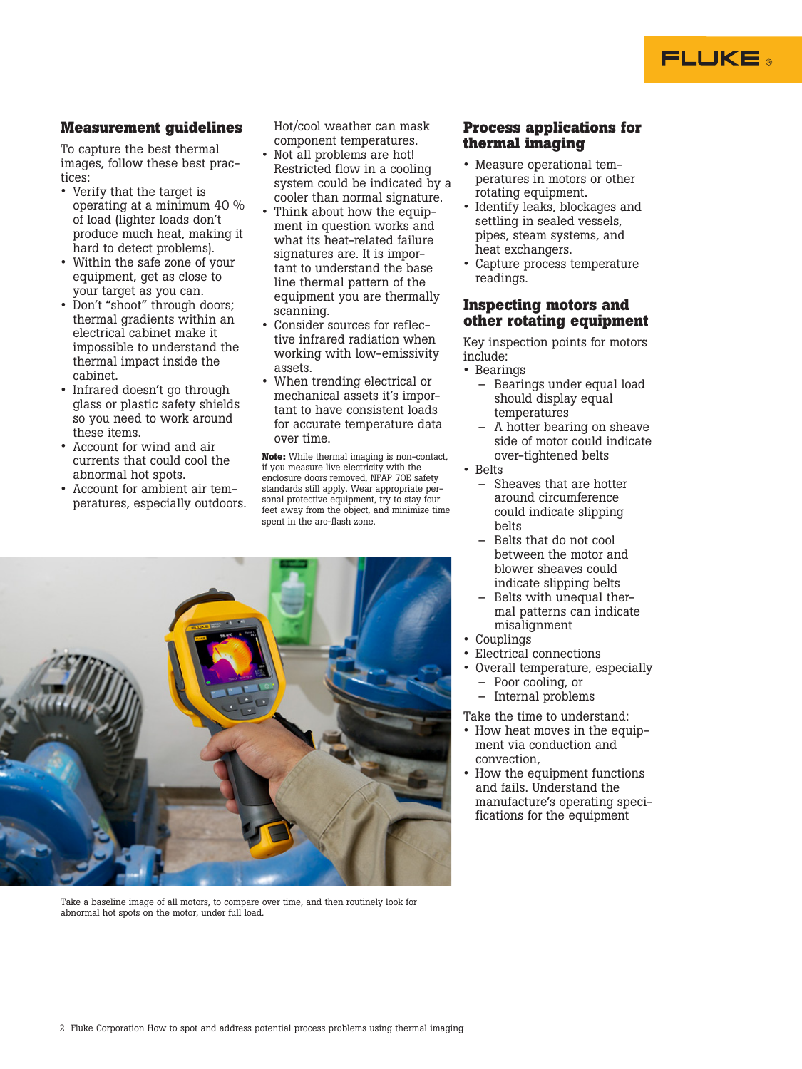## Measurement guidelines

To capture the best thermal images, follow these best practices:

- Verify that the target is operating at a minimum 40 % of load (lighter loads don't produce much heat, making it hard to detect problems).
- Within the safe zone of your equipment, get as close to your target as you can.
- Don't "shoot" through doors; thermal gradients within an electrical cabinet make it impossible to understand the thermal impact inside the cabinet.
- Infrared doesn't go through glass or plastic safety shields so you need to work around these items.
- Account for wind and air currents that could cool the abnormal hot spots.
- Account for ambient air temperatures, especially outdoors. Hot/cool weather can mask component temperatures.
- Not all problems are hot! Restricted flow in a cooling system could be indicated by a cooler than normal signature.
- Think about how the equipment in question works and what its heat-related failure signatures are. It is important to understand the base line thermal pattern of the equipment you are thermally scanning.
- Consider sources for reflective infrared radiation when working with low-emissivity assets.
- When trending electrical or mechanical assets it's important to have consistent loads for accurate temperature data over time.

**Note:** While thermal imaging is non-contact, if you measure live electricity with the enclosure doors removed, NFAP 70E safety standards still apply. Wear appropriate personal protective equipment, try to stay four feet away from the object, and minimize time spent in the arc-flash zone.

Take a baseline image of all motors, to compare over time, and then routinely look for abnormal hot spots on the motor, under full load.

## Process applications for thermal imaging

- Measure operational temperatures in motors or other rotating equipment.
- Identify leaks, blockages and settling in sealed vessels, pipes, steam systems, and heat exchangers.
- Capture process temperature readings.

## Inspecting motors and other rotating equipment

Key inspection points for motors include:

- Bearings
  - Bearings under equal load should display equal temperatures
  - A hotter bearing on sheave side of motor could indicate over-tightened belts
- Belts
  - Sheaves that are hotter around circumference could indicate slipping belts
  - Belts that do not cool between the motor and blower sheaves could indicate slipping belts
  - Belts with unequal thermal patterns can indicate misalignment
- Couplings
- Electrical connections
- Overall temperature, especially
  - Poor cooling, or
  - Internal problems

Take the time to understand:

- How heat moves in the equipment via conduction and convection,
- How the equipment functions and fails. Understand the manufacture's operating specifications for the equipment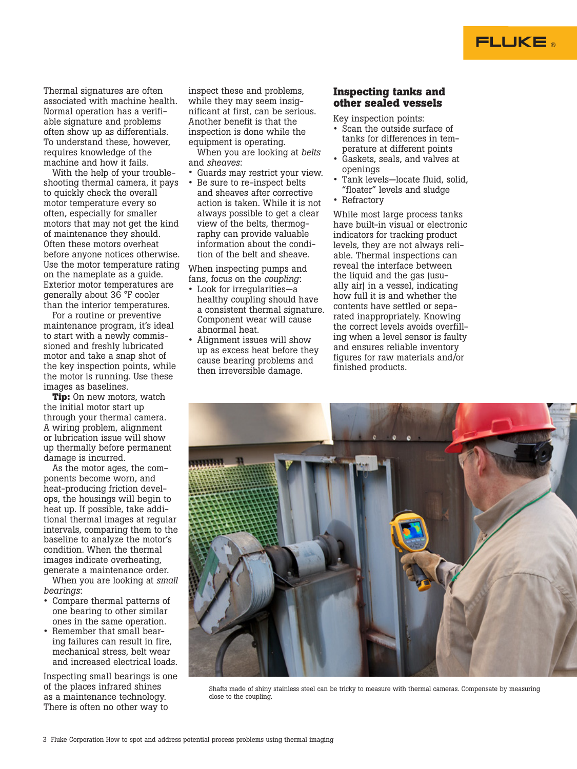Thermal signatures are often associated with machine health. Normal operation has a verifiable signature and problems often show up as differentials. To understand these, however, requires knowledge of the machine and how it fails.

With the help of your troubleshooting thermal camera, it pays to quickly check the overall motor temperature every so often, especially for smaller motors that may not get the kind of maintenance they should. Often these motors overheat before anyone notices otherwise. Use the motor temperature rating on the nameplate as a guide. Exterior motor temperatures are generally about 36 °F cooler than the interior temperatures.

For a routine or preventive maintenance program, it's ideal to start with a newly commissioned and freshly lubricated motor and take a snap shot of the key inspection points, while the motor is running. Use these images as baselines.

**Tip:** On new motors, watch the initial motor start up through your thermal camera. A wiring problem, alignment or lubrication issue will show up thermally before permanent damage is incurred.

As the motor ages, the components become worn, and heat-producing friction develops, the housings will begin to heat up. If possible, take additional thermal images at regular intervals, comparing them to the baseline to analyze the motor's condition. When the thermal images indicate overheating, generate a maintenance order.

When you are looking at *small bearings*:

- Compare thermal patterns of one bearing to other similar ones in the same operation.
- Remember that small bearing failures can result in fire, mechanical stress, belt wear and increased electrical loads.

Inspecting small bearings is one of the places infrared shines as a maintenance technology. There is often no other way to inspect these and problems, while they may seem insignificant at first, can be serious. Another benefit is that the inspection is done while the equipment is operating.

When you are looking at *belts* and *sheaves*:

- Guards may restrict your view.
- Be sure to re-inspect belts and sheaves after corrective action is taken. While it is not always possible to get a clear view of the belts, thermography can provide valuable information about the condition of the belt and sheave.

When inspecting pumps and fans, focus on the *coupling*:

- Look for irregularities—a healthy coupling should have a consistent thermal signature. Component wear will cause abnormal heat.
- Alignment issues will show up as excess heat before they cause bearing problems and then irreversible damage.

## Inspecting tanks and other sealed vessels

Key inspection points:

- Scan the outside surface of tanks for differences in temperature at different points
- Gaskets, seals, and valves at openings
- Tank levels—locate fluid, solid, "floater" levels and sludge
- Refractory

While most large process tanks have built-in visual or electronic indicators for tracking product levels, they are not always reliable. Thermal inspections can reveal the interface between the liquid and the gas (usually air) in a vessel, indicating how full it is and whether the contents have settled or separated inappropriately. Knowing the correct levels avoids overfilling when a level sensor is faulty and ensures reliable inventory figures for raw materials and/or finished products.

Shafts made of shiny stainless steel can be tricky to measure with thermal cameras. Compensate by measuring close to the coupling.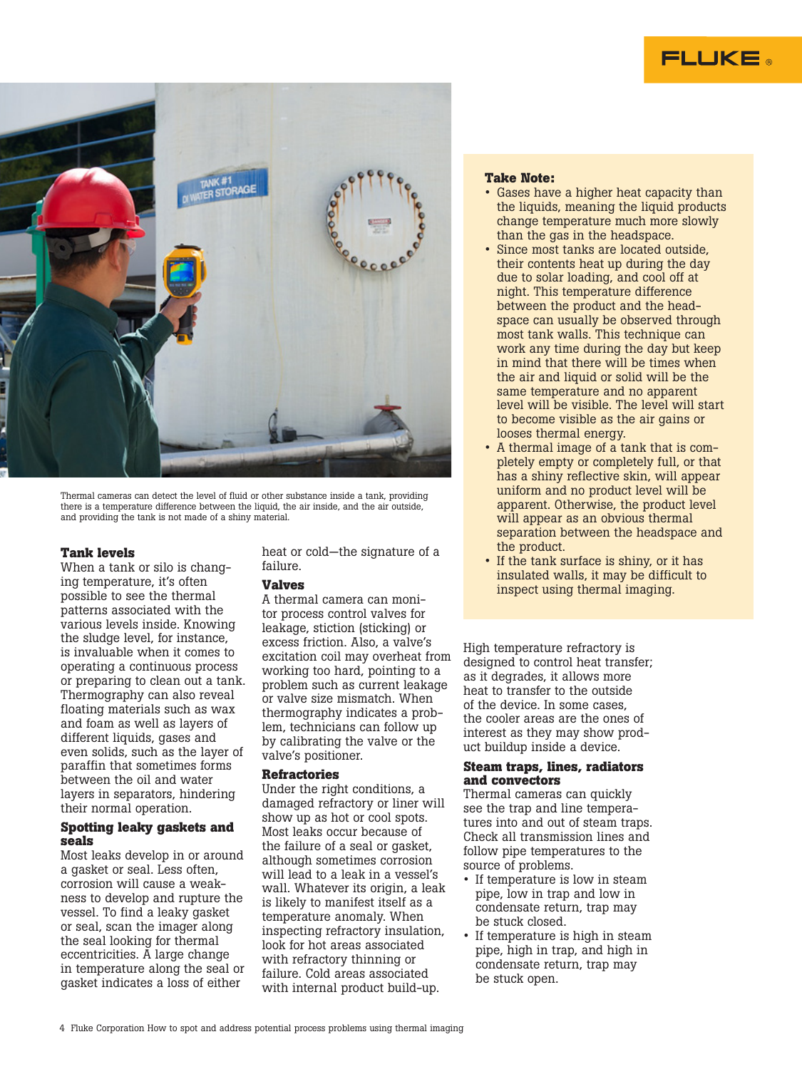Thermal cameras can detect the level of fluid or other substance inside a tank, providing there is a temperature difference between the liquid, the air inside, and the air outside, and providing the tank is not made of a shiny material.

### Tank levels

When a tank or silo is changing temperature, it's often possible to see the thermal patterns associated with the various levels inside. Knowing the sludge level, for instance, is invaluable when it comes to operating a continuous process or preparing to clean out a tank. Thermography can also reveal floating materials such as wax and foam as well as layers of different liquids, gases and even solids, such as the layer of paraffin that sometimes forms between the oil and water layers in separators, hindering their normal operation.

### Spotting leaky gaskets and seals

Most leaks develop in or around a gasket or seal. Less often, corrosion will cause a weakness to develop and rupture the vessel. To find a leaky gasket or seal, scan the imager along the seal looking for thermal eccentricities. A large change in temperature along the seal or gasket indicates a loss of either heat or cold—the signature of a failure.

### Valves

A thermal camera can monitor process control valves for leakage, stiction (sticking) or excess friction. Also, a valve's excitation coil may overheat from working too hard, pointing to a problem such as current leakage or valve size mismatch. When thermography indicates a problem, technicians can follow up by calibrating the valve or the valve's positioner.

### Refractories

Under the right conditions, a damaged refractory or liner will show up as hot or cool spots. Most leaks occur because of the failure of a seal or gasket, although sometimes corrosion will lead to a leak in a vessel's wall. Whatever its origin, a leak is likely to manifest itself as a temperature anomaly. When inspecting refractory insulation, look for hot areas associated with refractory thinning or failure. Cold areas associated with internal product build-up.

**Take Note:**

- Gases have a higher heat capacity than the liquids, meaning the liquid products change temperature much more slowly than the gas in the headspace.
- Since most tanks are located outside, their contents heat up during the day due to solar loading, and cool off at night. This temperature difference between the product and the headspace can usually be observed through most tank walls. This technique can work any time during the day but keep in mind that there will be times when the air and liquid or solid will be the same temperature and no apparent level will be visible. The level will start to become visible as the air gains or looses thermal energy.
- A thermal image of a tank that is completely empty or completely full, or that has a shiny reflective skin, will appear uniform and no product level will be apparent. Otherwise, the product level will appear as an obvious thermal separation between the headspace and the product.
- If the tank surface is shiny, or it has insulated walls, it may be difficult to inspect using thermal imaging.

High temperature refractory is designed to control heat transfer; as it degrades, it allows more heat to transfer to the outside of the device. In some cases, the cooler areas are the ones of interest as they may show product buildup inside a device.

### Steam traps, lines, radiators and convectors

Thermal cameras can quickly see the trap and line temperatures into and out of steam traps. Check all transmission lines and follow pipe temperatures to the source of problems.

- If temperature is low in steam pipe, low in trap and low in condensate return, trap may be stuck closed.
- If temperature is high in steam pipe, high in trap, and high in condensate return, trap may be stuck open.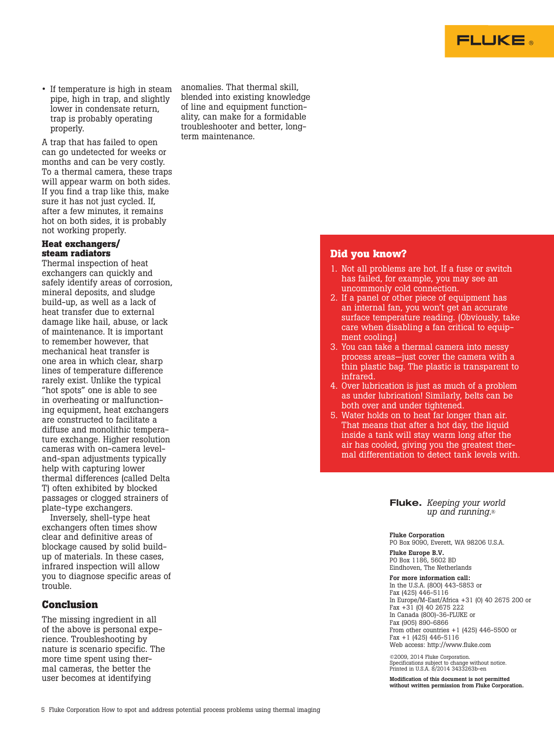- If temperature is high in steam pipe, high in trap, and slightly lower in condensate return, trap is probably operating properly.

A trap that has failed to open can go undetected for weeks or months and can be very costly. To a thermal camera, these traps will appear warm on both sides. If you find a trap like this, make sure it has not just cycled. If, after a few minutes, it remains hot on both sides, it is probably not working properly.

**Heat exchangers/ steam radiators**

Thermal inspection of heat exchangers can quickly and safely identify areas of corrosion, mineral deposits, and sludge build-up, as well as a lack of heat transfer due to external damage like hail, abuse, or lack of maintenance. It is important to remember however, that mechanical heat transfer is one area in which clear, sharp lines of temperature difference rarely exist. Unlike the typical "hot spots" one is able to see in overheating or malfunctioning equipment, heat exchangers are constructed to facilitate a diffuse and monolithic temperature exchange. Higher resolution cameras with on-camera level-and-span adjustments typically help with capturing lower thermal differences (called Delta T) often exhibited by blocked passages or clogged strainers of plate-type exchangers.

Inversely, shell-type heat exchangers often times show clear and definitive areas of blockage caused by solid build-up of materials. In these cases, infrared inspection will allow you to diagnose specific areas of trouble.

## Conclusion

The missing ingredient in all of the above is personal experience. Troubleshooting by nature is scenario specific. The more time spent using thermal cameras, the better the user becomes at identifying anomalies. That thermal skill, blended into existing knowledge of line and equipment functionality, can make for a formidable troubleshooter and better, long-term maintenance.

## Did you know?

1. Not all problems are hot. If a fuse or switch has failed, for example, you may see an uncommonly cold connection.
2. If a panel or other piece of equipment has an internal fan, you won't get an accurate surface temperature reading. (Obviously, take care when disabling a fan critical to equipment cooling.)
3. You can take a thermal camera into messy process areas—just cover the camera with a thin plastic bag. The plastic is transparent to infrared.
4. Over lubrication is just as much of a problem as under lubrication! Similarly, belts can be both over and under tightened.
5. Water holds on to heat far longer than air. That means that after a hot day, the liquid inside a tank will stay warm long after the air has cooled, giving you the greatest thermal differentiation to detect tank levels with.

**Fluke.** *Keeping your world up and running.®*

**Fluke Corporation**
PO Box 9090, Everett, WA 98206 U.S.A.

**Fluke Europe B.V.**
PO Box 1186, 5602 BD
Eindhoven, The Netherlands

**For more information call:**
In the U.S.A. (800) 443-5853 or
Fax (425) 446-5116
In Europe/M-East/Africa +31 (0) 40 2675 200 or
Fax +31 (0) 40 2675 222
In Canada (800)-36-FLUKE or
Fax (905) 890-6866
From other countries +1 (425) 446-5500 or
Fax +1 (425) 446-5116
Web access: http://www.fluke.com

©2009, 2014 Fluke Corporation.
Specifications subject to change without notice.
Printed in U.S.A. 8/2014 3433263b-en

**Modification of this document is not permitted without written permission from Fluke Corporation.**